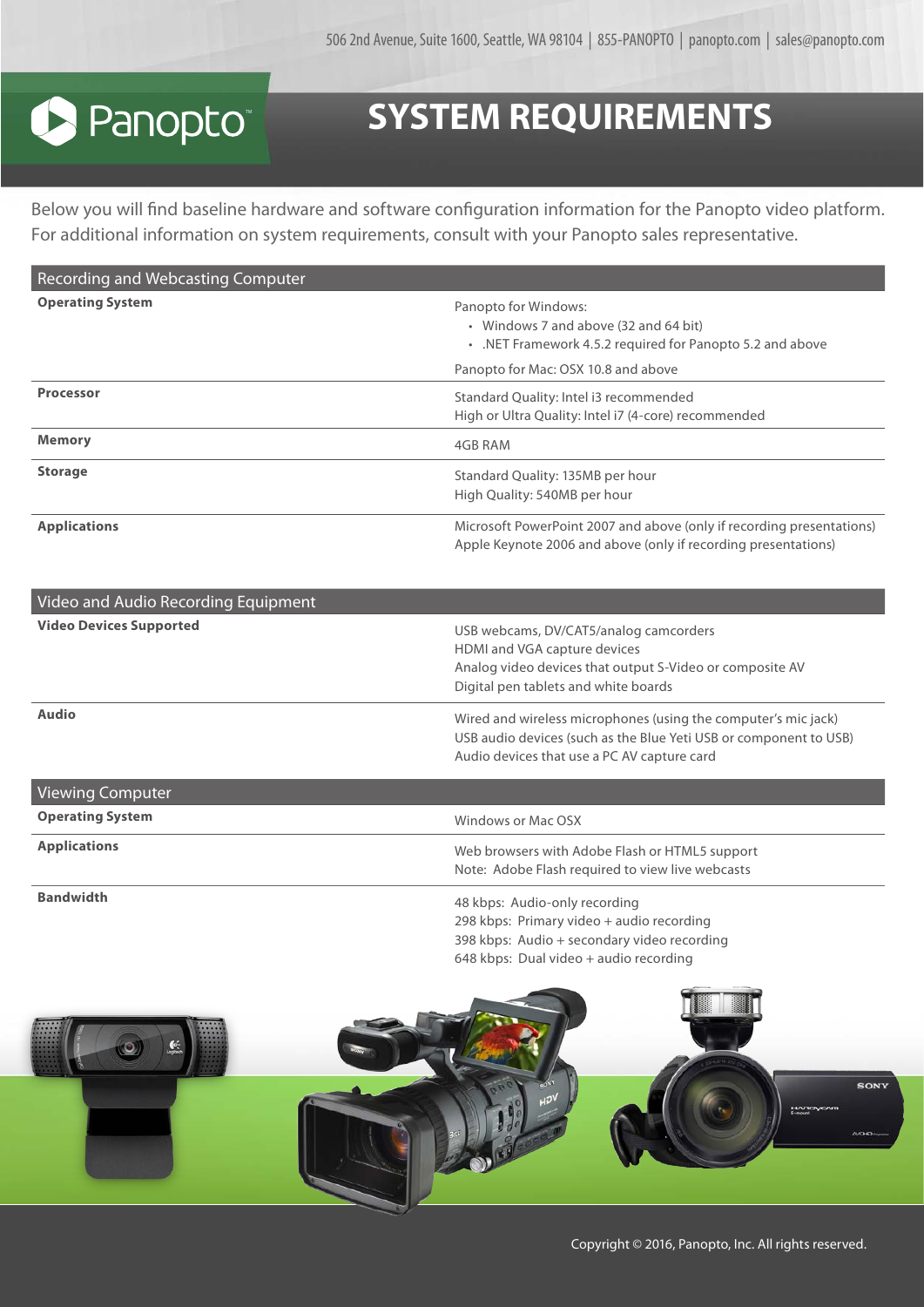506 2nd Avenue, Suite 1600, Seattle, WA 98104 | 855-PANOPTO | panopto.com | sales@panopto.com

# Panopto™

# SYSTEM REQUIREMENTS

Below you will find baseline hardware and software configuration information for the Panopto video platform. For additional information on system requirements, consult with your Panopto sales representative.

| Recording and Webcasting Computer | |
|---|---|
| **Operating System** | Panopto for Windows:<br>• Windows 7 and above (32 and 64 bit)<br>• .NET Framework 4.5.2 required for Panopto 5.2 and above<br>Panopto for Mac: OSX 10.8 and above |
| **Processor** | Standard Quality: Intel i3 recommended<br>High or Ultra Quality: Intel i7 (4-core) recommended |
| **Memory** | 4GB RAM |
| **Storage** | Standard Quality: 135MB per hour<br>High Quality: 540MB per hour |
| **Applications** | Microsoft PowerPoint 2007 and above (only if recording presentations)<br>Apple Keynote 2006 and above (only if recording presentations) |

| Video and Audio Recording Equipment | |
|---|---|
| **Video Devices Supported** | USB webcams, DV/CAT5/analog camcorders<br>HDMI and VGA capture devices<br>Analog video devices that output S-Video or composite AV<br>Digital pen tablets and white boards |
| **Audio** | Wired and wireless microphones (using the computer's mic jack)<br>USB audio devices (such as the Blue Yeti USB or component to USB)<br>Audio devices that use a PC AV capture card |

| Viewing Computer | |
|---|---|
| **Operating System** | Windows or Mac OSX |
| **Applications** | Web browsers with Adobe Flash or HTML5 support<br>Note: Adobe Flash required to view live webcasts |
| **Bandwidth** | 48 kbps: Audio-only recording<br>298 kbps: Primary video + audio recording<br>398 kbps: Audio + secondary video recording<br>648 kbps: Dual video + audio recording |

Copyright © 2016, Panopto, Inc. All rights reserved.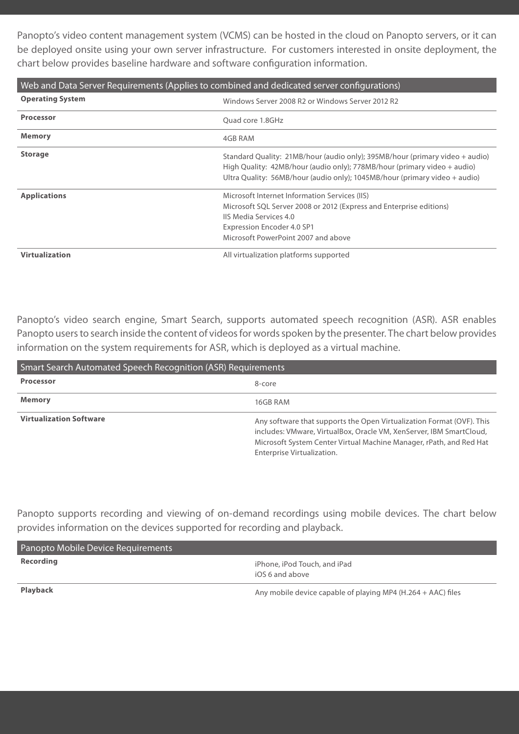Panopto's video content management system (VCMS) can be hosted in the cloud on Panopto servers, or it can be deployed onsite using your own server infrastructure. For customers interested in onsite deployment, the chart below provides baseline hardware and software configuration information.

| Web and Data Server Requirements (Applies to combined and dedicated server configurations) | |
|---|---|
| **Operating System** | Windows Server 2008 R2 or Windows Server 2012 R2 |
| **Processor** | Quad core 1.8GHz |
| **Memory** | 4GB RAM |
| **Storage** | Standard Quality: 21MB/hour (audio only); 395MB/hour (primary video + audio)<br>High Quality: 42MB/hour (audio only); 778MB/hour (primary video + audio)<br>Ultra Quality: 56MB/hour (audio only); 1045MB/hour (primary video + audio) |
| **Applications** | Microsoft Internet Information Services (IIS)<br>Microsoft SQL Server 2008 or 2012 (Express and Enterprise editions)<br>IIS Media Services 4.0<br>Expression Encoder 4.0 SP1<br>Microsoft PowerPoint 2007 and above |
| **Virtualization** | All virtualization platforms supported |

Panopto's video search engine, Smart Search, supports automated speech recognition (ASR). ASR enables Panopto users to search inside the content of videos for words spoken by the presenter. The chart below provides information on the system requirements for ASR, which is deployed as a virtual machine.

| Smart Search Automated Speech Recognition (ASR) Requirements | |
|---|---|
| **Processor** | 8-core |
| **Memory** | 16GB RAM |
| **Virtualization Software** | Any software that supports the Open Virtualization Format (OVF). This includes: VMware, VirtualBox, Oracle VM, XenServer, IBM SmartCloud, Microsoft System Center Virtual Machine Manager, rPath, and Red Hat Enterprise Virtualization. |

Panopto supports recording and viewing of on-demand recordings using mobile devices. The chart below provides information on the devices supported for recording and playback.

| Panopto Mobile Device Requirements | |
|---|---|
| **Recording** | iPhone, iPod Touch, and iPad<br>iOS 6 and above |
| **Playback** | Any mobile device capable of playing MP4 (H.264 + AAC) files |